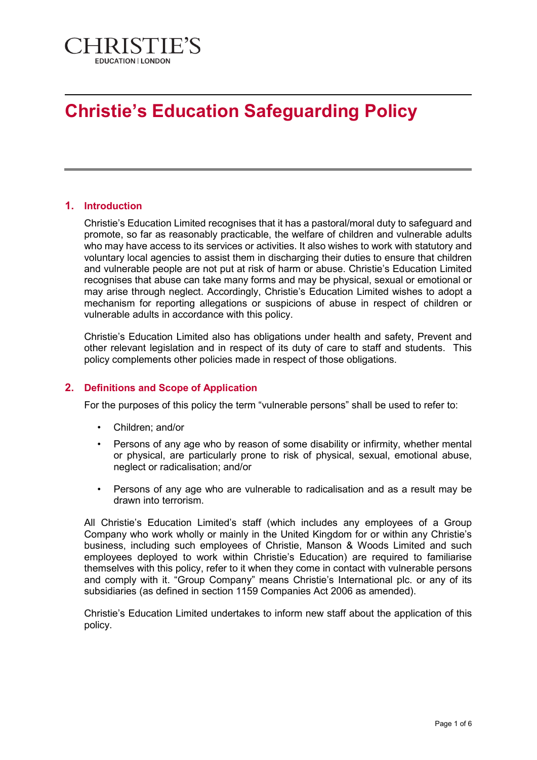CHRISTIE'S

EDUCATION | LONDON

# Christie's Education Safeguarding Policy

## 1. Introduction

Christie's Education Limited recognises that it has a pastoral/moral duty to safeguard and promote, so far as reasonably practicable, the welfare of children and vulnerable adults who may have access to its services or activities. It also wishes to work with statutory and voluntary local agencies to assist them in discharging their duties to ensure that children and vulnerable people are not put at risk of harm or abuse. Christie's Education Limited recognises that abuse can take many forms and may be physical, sexual or emotional or may arise through neglect. Accordingly, Christie's Education Limited wishes to adopt a mechanism for reporting allegations or suspicions of abuse in respect of children or vulnerable adults in accordance with this policy.

Christie's Education Limited also has obligations under health and safety, Prevent and other relevant legislation and in respect of its duty of care to staff and students. This policy complements other policies made in respect of those obligations.

## 2. Definitions and Scope of Application

For the purposes of this policy the term "vulnerable persons" shall be used to refer to:

- Children; and/or
- Persons of any age who by reason of some disability or infirmity, whether mental or physical, are particularly prone to risk of physical, sexual, emotional abuse, neglect or radicalisation; and/or
- Persons of any age who are vulnerable to radicalisation and as a result may be drawn into terrorism.

All Christie's Education Limited's staff (which includes any employees of a Group Company who work wholly or mainly in the United Kingdom for or within any Christie's business, including such employees of Christie, Manson & Woods Limited and such employees deployed to work within Christie's Education) are required to familiarise themselves with this policy, refer to it when they come in contact with vulnerable persons and comply with it. "Group Company" means Christie's International plc. or any of its subsidiaries (as defined in section 1159 Companies Act 2006 as amended).

Christie's Education Limited undertakes to inform new staff about the application of this policy.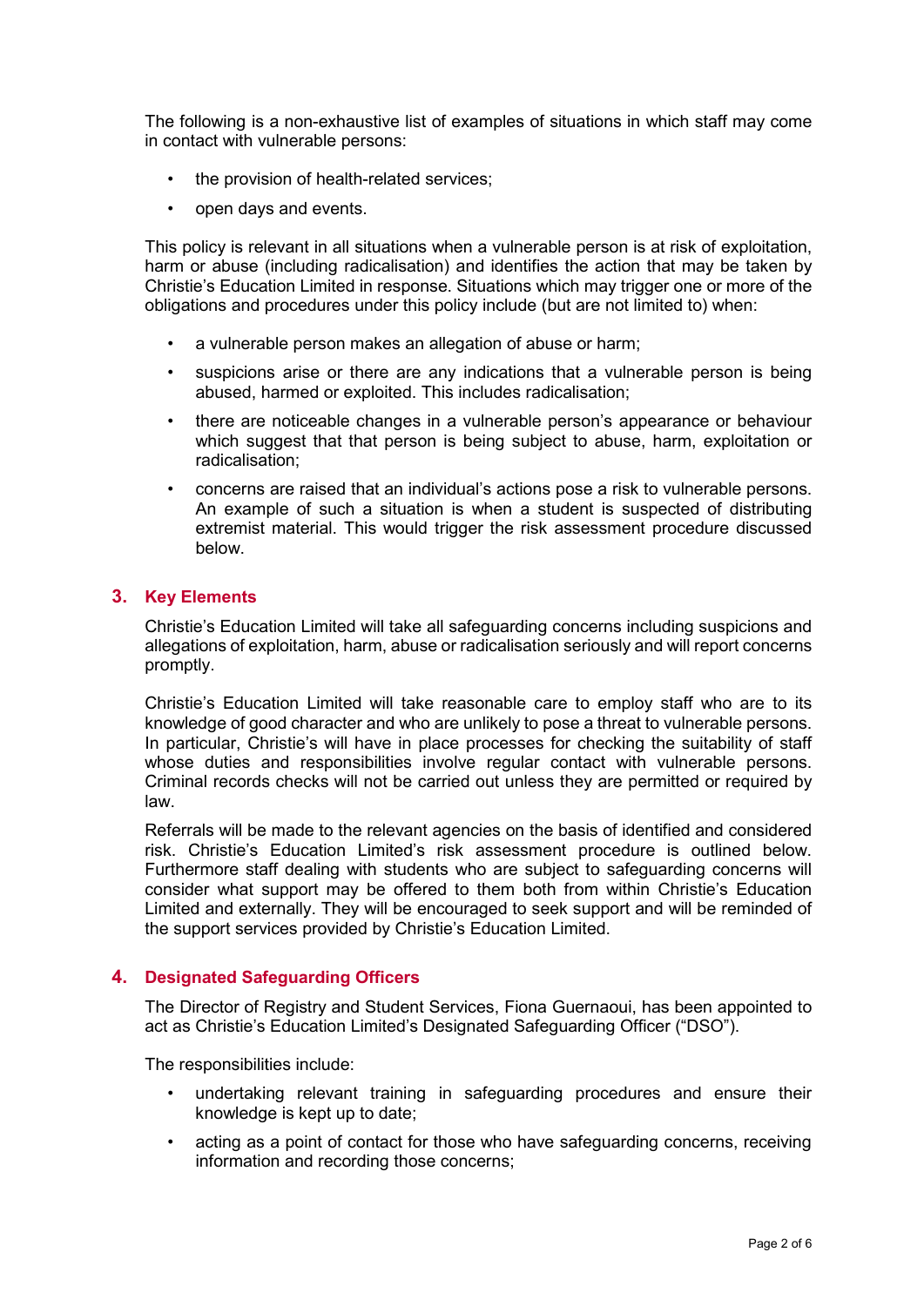The following is a non-exhaustive list of examples of situations in which staff may come in contact with vulnerable persons:

- the provision of health-related services;
- open days and events.

This policy is relevant in all situations when a vulnerable person is at risk of exploitation, harm or abuse (including radicalisation) and identifies the action that may be taken by Christie's Education Limited in response. Situations which may trigger one or more of the obligations and procedures under this policy include (but are not limited to) when:

- a vulnerable person makes an allegation of abuse or harm;
- suspicions arise or there are any indications that a vulnerable person is being abused, harmed or exploited. This includes radicalisation;
- there are noticeable changes in a vulnerable person's appearance or behaviour which suggest that that person is being subject to abuse, harm, exploitation or radicalisation;
- concerns are raised that an individual's actions pose a risk to vulnerable persons. An example of such a situation is when a student is suspected of distributing extremist material. This would trigger the risk assessment procedure discussed below.

## 3. Key Elements

Christie's Education Limited will take all safeguarding concerns including suspicions and allegations of exploitation, harm, abuse or radicalisation seriously and will report concerns promptly.

Christie's Education Limited will take reasonable care to employ staff who are to its knowledge of good character and who are unlikely to pose a threat to vulnerable persons. In particular, Christie's will have in place processes for checking the suitability of staff whose duties and responsibilities involve regular contact with vulnerable persons. Criminal records checks will not be carried out unless they are permitted or required by law.

Referrals will be made to the relevant agencies on the basis of identified and considered risk. Christie's Education Limited's risk assessment procedure is outlined below. Furthermore staff dealing with students who are subject to safeguarding concerns will consider what support may be offered to them both from within Christie's Education Limited and externally. They will be encouraged to seek support and will be reminded of the support services provided by Christie's Education Limited.

## 4. Designated Safeguarding Officers

The Director of Registry and Student Services, Fiona Guernaoui, has been appointed to act as Christie's Education Limited's Designated Safeguarding Officer ("DSO").

The responsibilities include:

- undertaking relevant training in safeguarding procedures and ensure their knowledge is kept up to date;
- acting as a point of contact for those who have safeguarding concerns, receiving information and recording those concerns;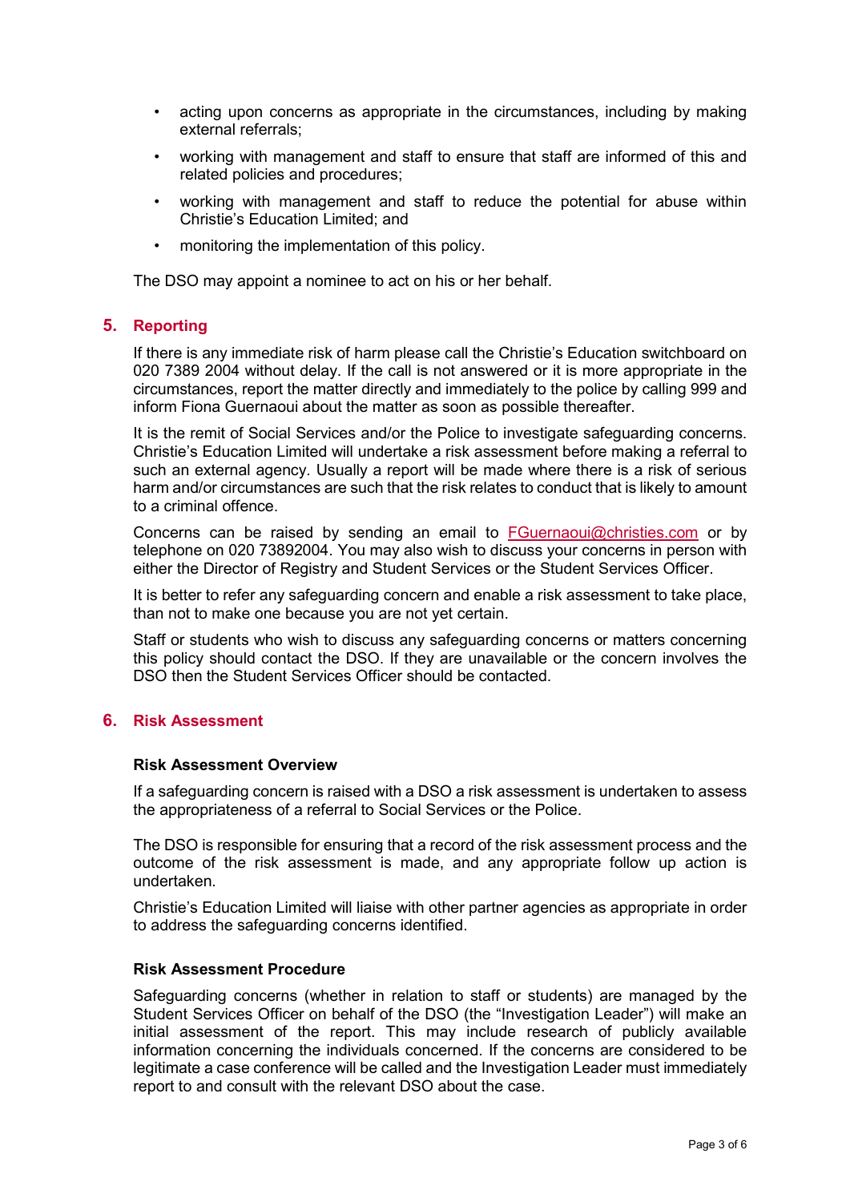- acting upon concerns as appropriate in the circumstances, including by making external referrals;
- working with management and staff to ensure that staff are informed of this and related policies and procedures;
- working with management and staff to reduce the potential for abuse within Christie's Education Limited; and
- monitoring the implementation of this policy.

The DSO may appoint a nominee to act on his or her behalf.

## 5. Reporting

If there is any immediate risk of harm please call the Christie's Education switchboard on 020 7389 2004 without delay. If the call is not answered or it is more appropriate in the circumstances, report the matter directly and immediately to the police by calling 999 and inform Fiona Guernaoui about the matter as soon as possible thereafter.

It is the remit of Social Services and/or the Police to investigate safeguarding concerns. Christie's Education Limited will undertake a risk assessment before making a referral to such an external agency. Usually a report will be made where there is a risk of serious harm and/or circumstances are such that the risk relates to conduct that is likely to amount to a criminal offence.

Concerns can be raised by sending an email to FGuernaoui@christies.com or by telephone on 020 73892004. You may also wish to discuss your concerns in person with either the Director of Registry and Student Services or the Student Services Officer.

It is better to refer any safeguarding concern and enable a risk assessment to take place, than not to make one because you are not yet certain.

Staff or students who wish to discuss any safeguarding concerns or matters concerning this policy should contact the DSO. If they are unavailable or the concern involves the DSO then the Student Services Officer should be contacted.

## 6. Risk Assessment

### Risk Assessment Overview

If a safeguarding concern is raised with a DSO a risk assessment is undertaken to assess the appropriateness of a referral to Social Services or the Police.

The DSO is responsible for ensuring that a record of the risk assessment process and the outcome of the risk assessment is made, and any appropriate follow up action is undertaken.

Christie's Education Limited will liaise with other partner agencies as appropriate in order to address the safeguarding concerns identified.

### Risk Assessment Procedure

Safeguarding concerns (whether in relation to staff or students) are managed by the Student Services Officer on behalf of the DSO (the "Investigation Leader") will make an initial assessment of the report. This may include research of publicly available information concerning the individuals concerned. If the concerns are considered to be legitimate a case conference will be called and the Investigation Leader must immediately report to and consult with the relevant DSO about the case.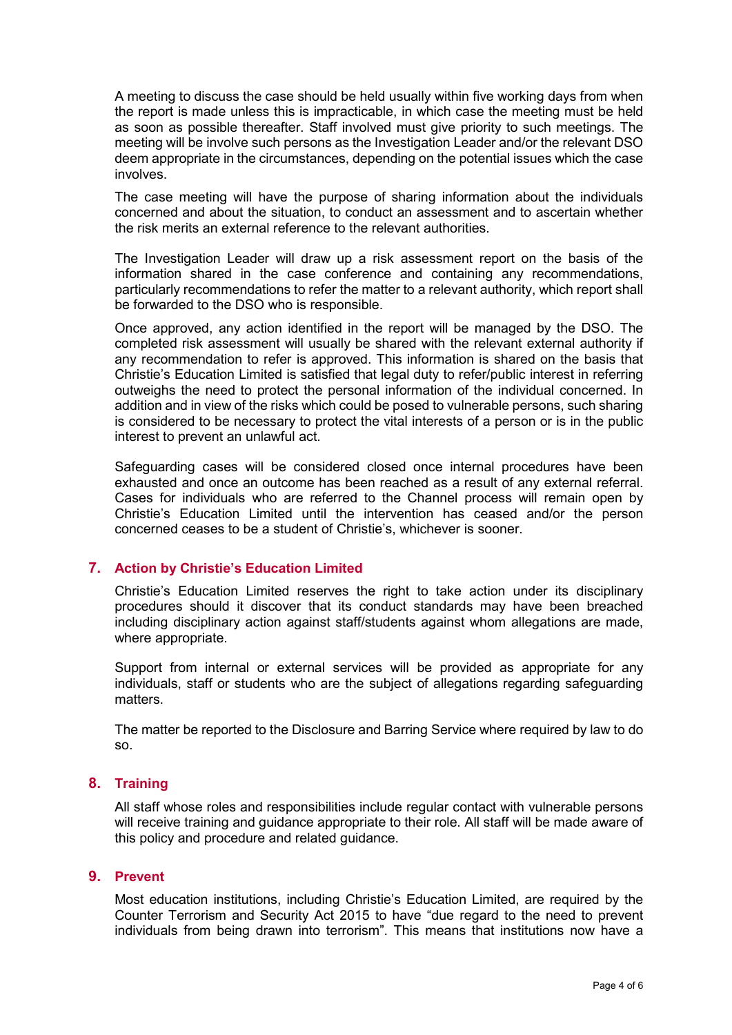A meeting to discuss the case should be held usually within five working days from when the report is made unless this is impracticable, in which case the meeting must be held as soon as possible thereafter. Staff involved must give priority to such meetings. The meeting will be involve such persons as the Investigation Leader and/or the relevant DSO deem appropriate in the circumstances, depending on the potential issues which the case involves.

The case meeting will have the purpose of sharing information about the individuals concerned and about the situation, to conduct an assessment and to ascertain whether the risk merits an external reference to the relevant authorities.

The Investigation Leader will draw up a risk assessment report on the basis of the information shared in the case conference and containing any recommendations, particularly recommendations to refer the matter to a relevant authority, which report shall be forwarded to the DSO who is responsible.

Once approved, any action identified in the report will be managed by the DSO. The completed risk assessment will usually be shared with the relevant external authority if any recommendation to refer is approved. This information is shared on the basis that Christie's Education Limited is satisfied that legal duty to refer/public interest in referring outweighs the need to protect the personal information of the individual concerned. In addition and in view of the risks which could be posed to vulnerable persons, such sharing is considered to be necessary to protect the vital interests of a person or is in the public interest to prevent an unlawful act.

Safeguarding cases will be considered closed once internal procedures have been exhausted and once an outcome has been reached as a result of any external referral. Cases for individuals who are referred to the Channel process will remain open by Christie's Education Limited until the intervention has ceased and/or the person concerned ceases to be a student of Christie's, whichever is sooner.

## 7. Action by Christie's Education Limited

Christie's Education Limited reserves the right to take action under its disciplinary procedures should it discover that its conduct standards may have been breached including disciplinary action against staff/students against whom allegations are made, where appropriate.

Support from internal or external services will be provided as appropriate for any individuals, staff or students who are the subject of allegations regarding safeguarding matters.

The matter be reported to the Disclosure and Barring Service where required by law to do so.

## 8. Training

All staff whose roles and responsibilities include regular contact with vulnerable persons will receive training and guidance appropriate to their role. All staff will be made aware of this policy and procedure and related guidance.

## 9. Prevent

Most education institutions, including Christie's Education Limited, are required by the Counter Terrorism and Security Act 2015 to have "due regard to the need to prevent individuals from being drawn into terrorism". This means that institutions now have a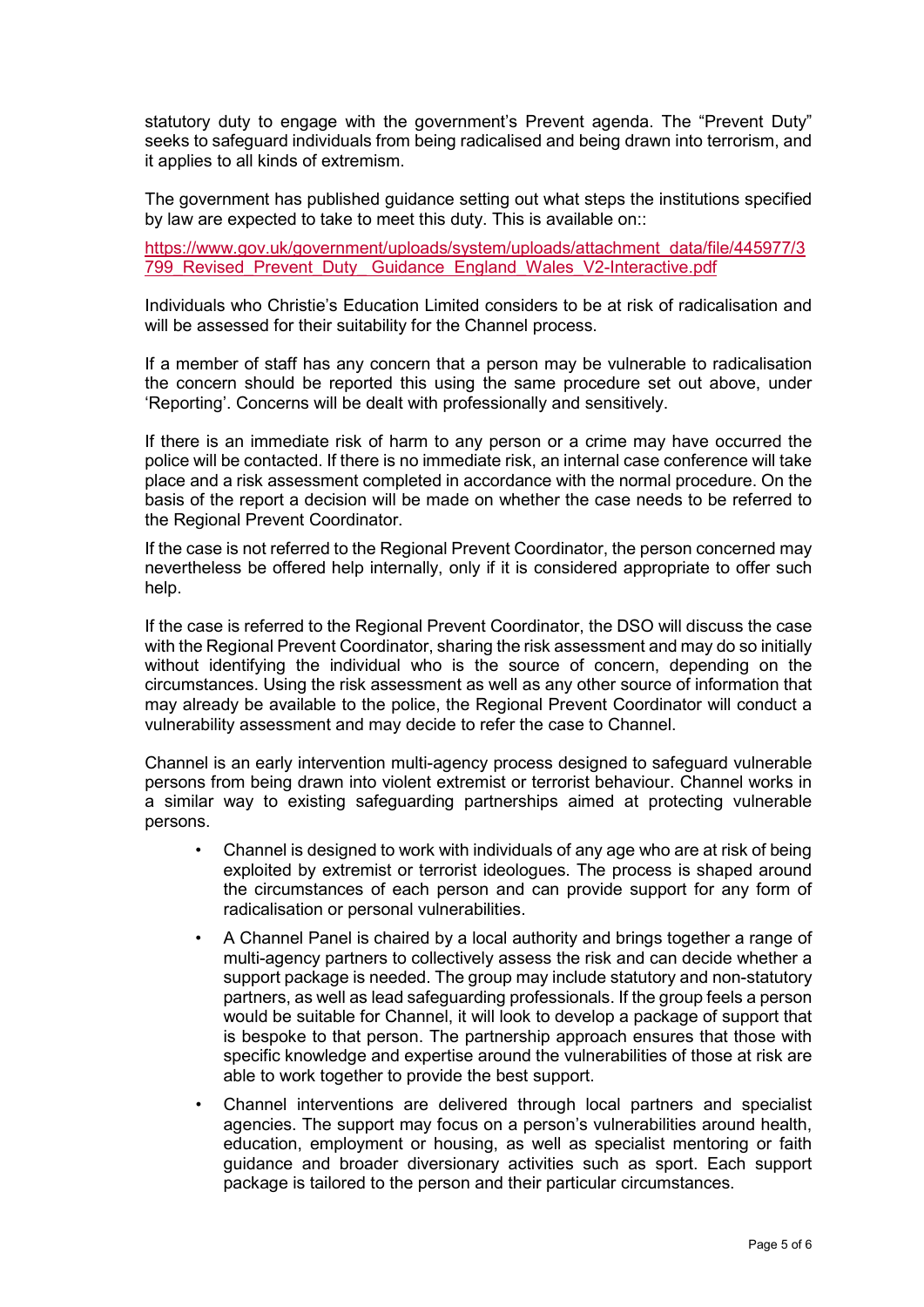statutory duty to engage with the government's Prevent agenda. The "Prevent Duty" seeks to safeguard individuals from being radicalised and being drawn into terrorism, and it applies to all kinds of extremism.

The government has published guidance setting out what steps the institutions specified by law are expected to take to meet this duty. This is available on::

https://www.gov.uk/government/uploads/system/uploads/attachment_data/file/445977/3799_Revised_Prevent_Duty_Guidance_England_Wales_V2-Interactive.pdf

Individuals who Christie's Education Limited considers to be at risk of radicalisation and will be assessed for their suitability for the Channel process.

If a member of staff has any concern that a person may be vulnerable to radicalisation the concern should be reported this using the same procedure set out above, under 'Reporting'. Concerns will be dealt with professionally and sensitively.

If there is an immediate risk of harm to any person or a crime may have occurred the police will be contacted. If there is no immediate risk, an internal case conference will take place and a risk assessment completed in accordance with the normal procedure. On the basis of the report a decision will be made on whether the case needs to be referred to the Regional Prevent Coordinator.

If the case is not referred to the Regional Prevent Coordinator, the person concerned may nevertheless be offered help internally, only if it is considered appropriate to offer such help.

If the case is referred to the Regional Prevent Coordinator, the DSO will discuss the case with the Regional Prevent Coordinator, sharing the risk assessment and may do so initially without identifying the individual who is the source of concern, depending on the circumstances. Using the risk assessment as well as any other source of information that may already be available to the police, the Regional Prevent Coordinator will conduct a vulnerability assessment and may decide to refer the case to Channel.

Channel is an early intervention multi-agency process designed to safeguard vulnerable persons from being drawn into violent extremist or terrorist behaviour. Channel works in a similar way to existing safeguarding partnerships aimed at protecting vulnerable persons.

- Channel is designed to work with individuals of any age who are at risk of being exploited by extremist or terrorist ideologues. The process is shaped around the circumstances of each person and can provide support for any form of radicalisation or personal vulnerabilities.
- A Channel Panel is chaired by a local authority and brings together a range of multi-agency partners to collectively assess the risk and can decide whether a support package is needed. The group may include statutory and non-statutory partners, as well as lead safeguarding professionals. If the group feels a person would be suitable for Channel, it will look to develop a package of support that is bespoke to that person. The partnership approach ensures that those with specific knowledge and expertise around the vulnerabilities of those at risk are able to work together to provide the best support.
- Channel interventions are delivered through local partners and specialist agencies. The support may focus on a person's vulnerabilities around health, education, employment or housing, as well as specialist mentoring or faith guidance and broader diversionary activities such as sport. Each support package is tailored to the person and their particular circumstances.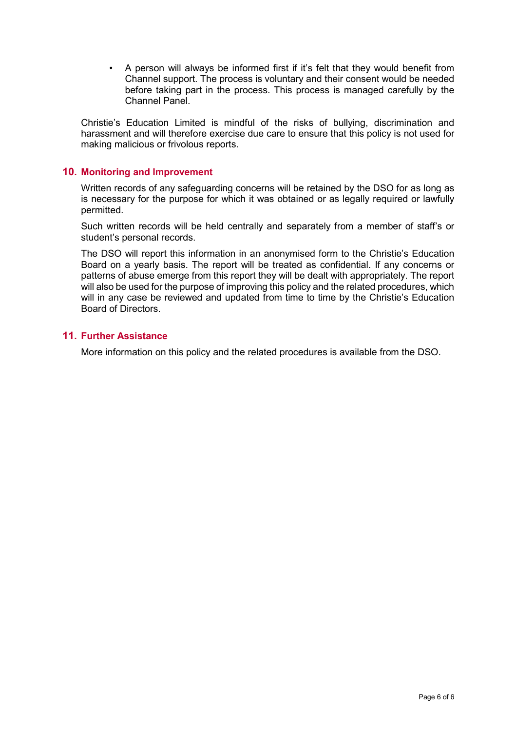- A person will always be informed first if it's felt that they would benefit from Channel support. The process is voluntary and their consent would be needed before taking part in the process. This process is managed carefully by the Channel Panel.

Christie's Education Limited is mindful of the risks of bullying, discrimination and harassment and will therefore exercise due care to ensure that this policy is not used for making malicious or frivolous reports.

## 10. Monitoring and Improvement

Written records of any safeguarding concerns will be retained by the DSO for as long as is necessary for the purpose for which it was obtained or as legally required or lawfully permitted.

Such written records will be held centrally and separately from a member of staff's or student's personal records.

The DSO will report this information in an anonymised form to the Christie's Education Board on a yearly basis. The report will be treated as confidential. If any concerns or patterns of abuse emerge from this report they will be dealt with appropriately. The report will also be used for the purpose of improving this policy and the related procedures, which will in any case be reviewed and updated from time to time by the Christie's Education Board of Directors.

## 11. Further Assistance

More information on this policy and the related procedures is available from the DSO.